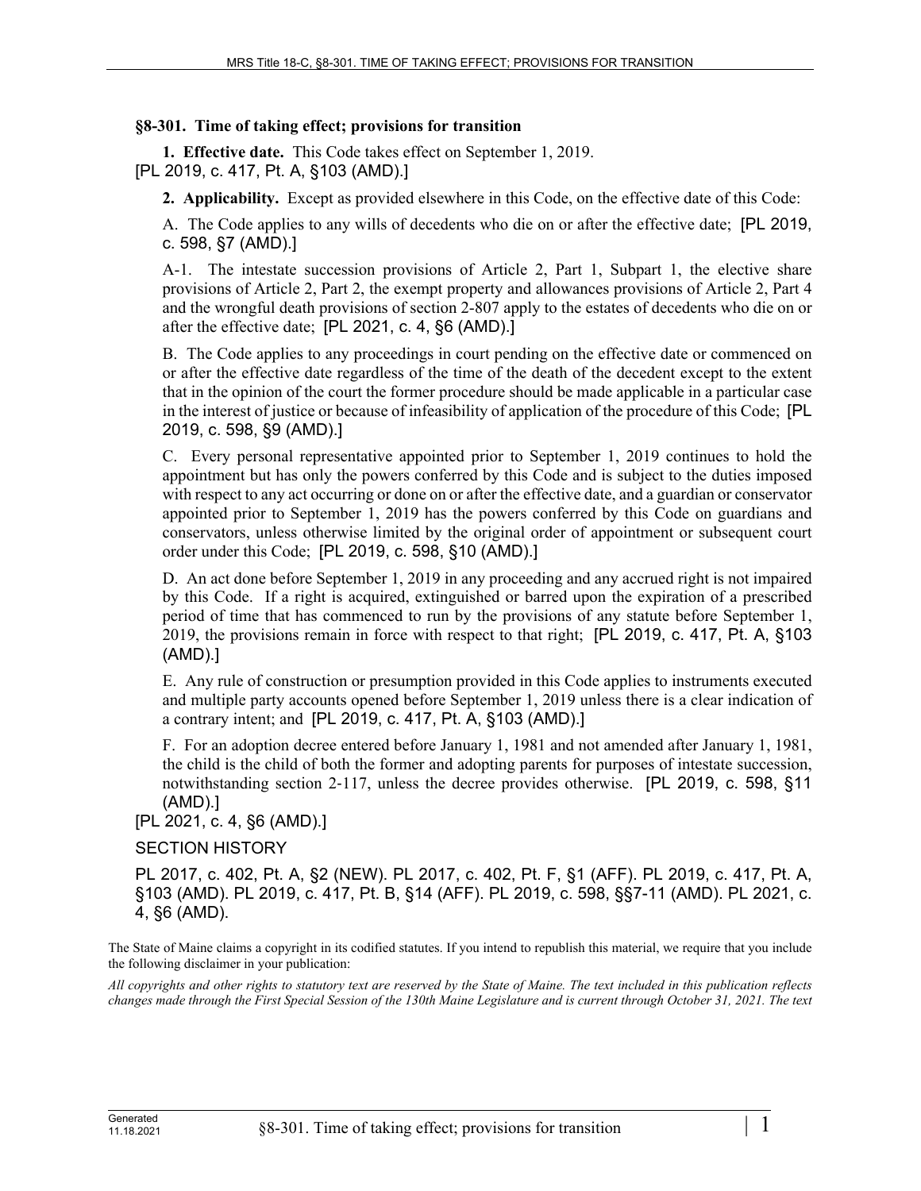### §8-301. Time of taking effect; provisions for transition

**1. Effective date.** This Code takes effect on September 1, 2019.
[PL 2019, c. 417, Pt. A, §103 (AMD).]

**2. Applicability.** Except as provided elsewhere in this Code, on the effective date of this Code:

A. The Code applies to any wills of decedents who die on or after the effective date; [PL 2019, c. 598, §7 (AMD).]

A-1. The intestate succession provisions of Article 2, Part 1, Subpart 1, the elective share provisions of Article 2, Part 2, the exempt property and allowances provisions of Article 2, Part 4 and the wrongful death provisions of section 2-807 apply to the estates of decedents who die on or after the effective date; [PL 2021, c. 4, §6 (AMD).]

B. The Code applies to any proceedings in court pending on the effective date or commenced on or after the effective date regardless of the time of the death of the decedent except to the extent that in the opinion of the court the former procedure should be made applicable in a particular case in the interest of justice or because of infeasibility of application of the procedure of this Code; [PL 2019, c. 598, §9 (AMD).]

C. Every personal representative appointed prior to September 1, 2019 continues to hold the appointment but has only the powers conferred by this Code and is subject to the duties imposed with respect to any act occurring or done on or after the effective date, and a guardian or conservator appointed prior to September 1, 2019 has the powers conferred by this Code on guardians and conservators, unless otherwise limited by the original order of appointment or subsequent court order under this Code; [PL 2019, c. 598, §10 (AMD).]

D. An act done before September 1, 2019 in any proceeding and any accrued right is not impaired by this Code. If a right is acquired, extinguished or barred upon the expiration of a prescribed period of time that has commenced to run by the provisions of any statute before September 1, 2019, the provisions remain in force with respect to that right; [PL 2019, c. 417, Pt. A, §103 (AMD).]

E. Any rule of construction or presumption provided in this Code applies to instruments executed and multiple party accounts opened before September 1, 2019 unless there is a clear indication of a contrary intent; and [PL 2019, c. 417, Pt. A, §103 (AMD).]

F. For an adoption decree entered before January 1, 1981 and not amended after January 1, 1981, the child is the child of both the former and adopting parents for purposes of intestate succession, notwithstanding section 2-117, unless the decree provides otherwise. [PL 2019, c. 598, §11 (AMD).]

[PL 2021, c. 4, §6 (AMD).]

SECTION HISTORY

PL 2017, c. 402, Pt. A, §2 (NEW). PL 2017, c. 402, Pt. F, §1 (AFF). PL 2019, c. 417, Pt. A, §103 (AMD). PL 2019, c. 417, Pt. B, §14 (AFF). PL 2019, c. 598, §§7-11 (AMD). PL 2021, c. 4, §6 (AMD).

The State of Maine claims a copyright in its codified statutes. If you intend to republish this material, we require that you include the following disclaimer in your publication:

*All copyrights and other rights to statutory text are reserved by the State of Maine. The text included in this publication reflects changes made through the First Special Session of the 130th Maine Legislature and is current through October 31, 2021. The text*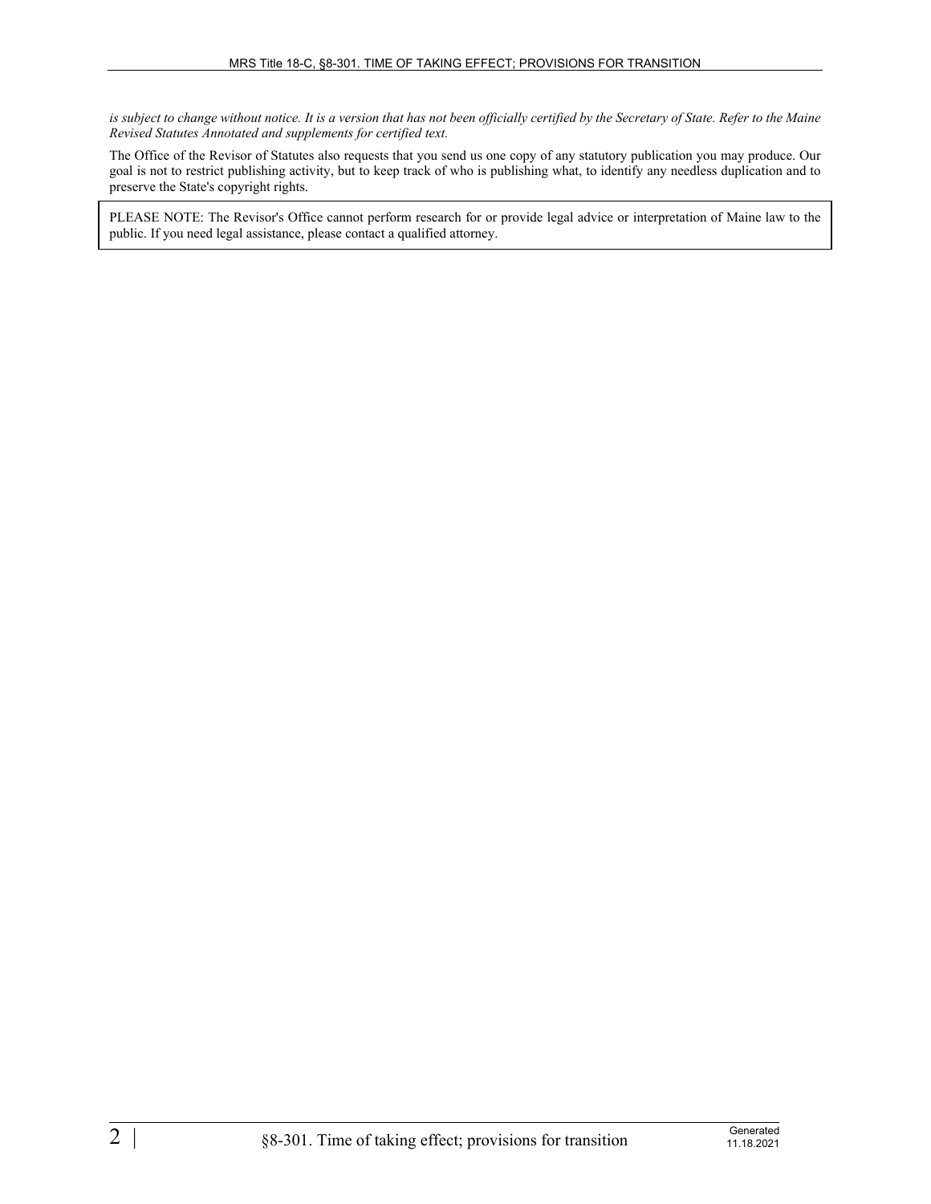*is subject to change without notice. It is a version that has not been officially certified by the Secretary of State. Refer to the Maine Revised Statutes Annotated and supplements for certified text.*

The Office of the Revisor of Statutes also requests that you send us one copy of any statutory publication you may produce. Our goal is not to restrict publishing activity, but to keep track of who is publishing what, to identify any needless duplication and to preserve the State's copyright rights.

PLEASE NOTE: The Revisor's Office cannot perform research for or provide legal advice or interpretation of Maine law to the public. If you need legal assistance, please contact a qualified attorney.